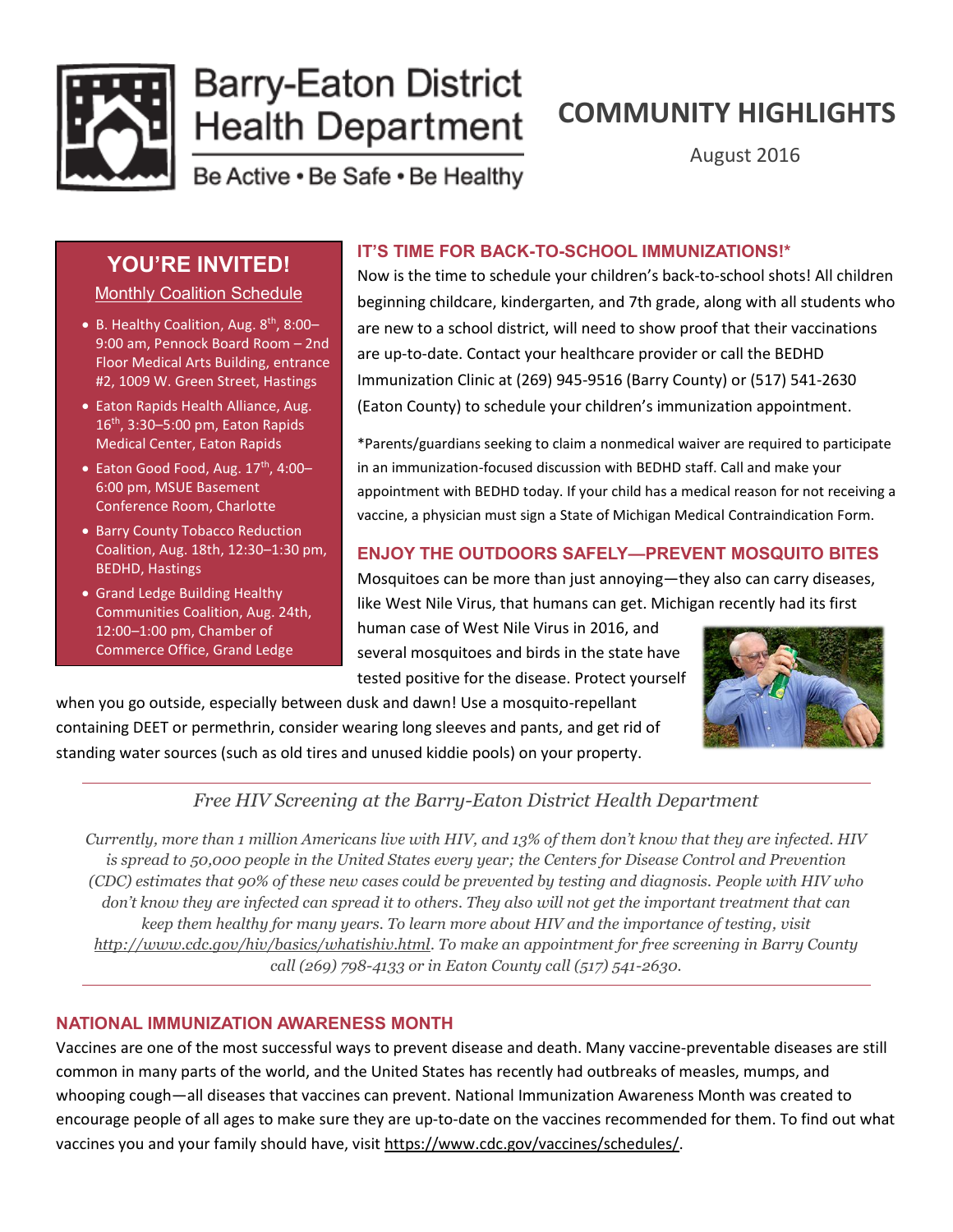# Barry-Eaton District Health Department

Be Active • Be Safe • Be Healthy

# COMMUNITY HIGHLIGHTS

August 2016

## YOU'RE INVITED!

Monthly Coalition Schedule

- B. Healthy Coalition, Aug. 8th, 8:00–9:00 am, Pennock Board Room – 2nd Floor Medical Arts Building, entrance #2, 1009 W. Green Street, Hastings
- Eaton Rapids Health Alliance, Aug. 16th, 3:30–5:00 pm, Eaton Rapids Medical Center, Eaton Rapids
- Eaton Good Food, Aug. 17th, 4:00–6:00 pm, MSUE Basement Conference Room, Charlotte
- Barry County Tobacco Reduction Coalition, Aug. 18th, 12:30–1:30 pm, BEDHD, Hastings
- Grand Ledge Building Healthy Communities Coalition, Aug. 24th, 12:00–1:00 pm, Chamber of Commerce Office, Grand Ledge

## IT'S TIME FOR BACK-TO-SCHOOL IMMUNIZATIONS!*

Now is the time to schedule your children's back-to-school shots! All children beginning childcare, kindergarten, and 7th grade, along with all students who are new to a school district, will need to show proof that their vaccinations are up-to-date. Contact your healthcare provider or call the BEDHD Immunization Clinic at (269) 945-9516 (Barry County) or (517) 541-2630 (Eaton County) to schedule your children's immunization appointment.

*Parents/guardians seeking to claim a nonmedical waiver are required to participate in an immunization-focused discussion with BEDHD staff. Call and make your appointment with BEDHD today. If your child has a medical reason for not receiving a vaccine, a physician must sign a State of Michigan Medical Contraindication Form.

## ENJOY THE OUTDOORS SAFELY—PREVENT MOSQUITO BITES

Mosquitoes can be more than just annoying—they also can carry diseases, like West Nile Virus, that humans can get. Michigan recently had its first human case of West Nile Virus in 2016, and several mosquitoes and birds in the state have tested positive for the disease. Protect yourself when you go outside, especially between dusk and dawn! Use a mosquito-repellant containing DEET or permethrin, consider wearing long sleeves and pants, and get rid of standing water sources (such as old tires and unused kiddie pools) on your property.

---

*Free HIV Screening at the Barry-Eaton District Health Department*

*Currently, more than 1 million Americans live with HIV, and 13% of them don't know that they are infected. HIV is spread to 50,000 people in the United States every year; the Centers for Disease Control and Prevention (CDC) estimates that 90% of these new cases could be prevented by testing and diagnosis. People with HIV who don't know they are infected can spread it to others. They also will not get the important treatment that can keep them healthy for many years. To learn more about HIV and the importance of testing, visit http://www.cdc.gov/hiv/basics/whatishiv.html. To make an appointment for free screening in Barry County call (269) 798-4133 or in Eaton County call (517) 541-2630.*

---

## NATIONAL IMMUNIZATION AWARENESS MONTH

Vaccines are one of the most successful ways to prevent disease and death. Many vaccine-preventable diseases are still common in many parts of the world, and the United States has recently had outbreaks of measles, mumps, and whooping cough—all diseases that vaccines can prevent. National Immunization Awareness Month was created to encourage people of all ages to make sure they are up-to-date on the vaccines recommended for them. To find out what vaccines you and your family should have, visit https://www.cdc.gov/vaccines/schedules/.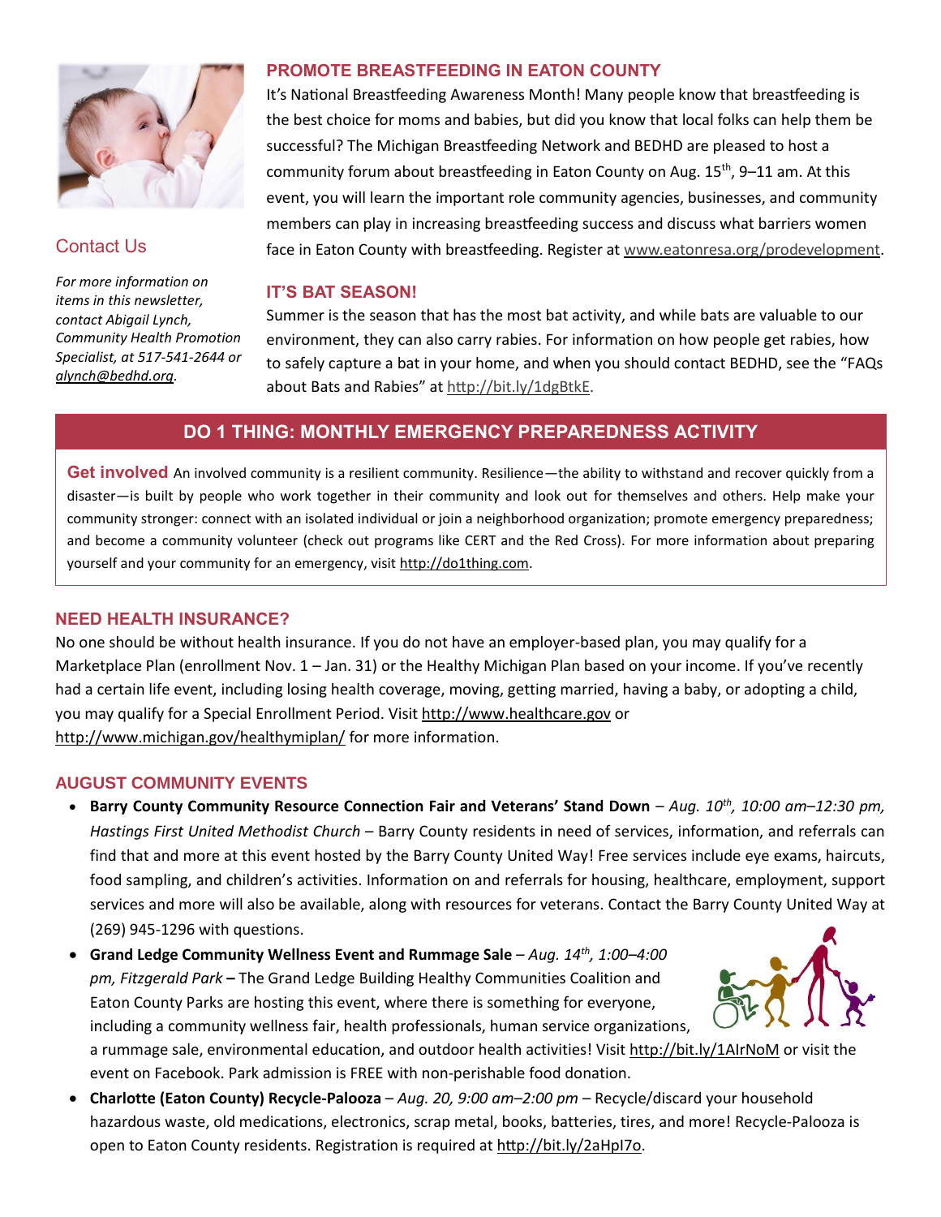## Contact Us

*For more information on items in this newsletter, contact Abigail Lynch, Community Health Promotion Specialist, at 517-541-2644 or alynch@bedhd.org.*

## PROMOTE BREASTFEEDING IN EATON COUNTY

It's National Breastfeeding Awareness Month! Many people know that breastfeeding is the best choice for moms and babies, but did you know that local folks can help them be successful? The Michigan Breastfeeding Network and BEDHD are pleased to host a community forum about breastfeeding in Eaton County on Aug. 15th, 9–11 am. At this event, you will learn the important role community agencies, businesses, and community members can play in increasing breastfeeding success and discuss what barriers women face in Eaton County with breastfeeding. Register at www.eatonresa.org/prodevelopment.

## IT'S BAT SEASON!

Summer is the season that has the most bat activity, and while bats are valuable to our environment, they can also carry rabies. For information on how people get rabies, how to safely capture a bat in your home, and when you should contact BEDHD, see the "FAQs about Bats and Rabies" at http://bit.ly/1dgBtkE.

## DO 1 THING: MONTHLY EMERGENCY PREPAREDNESS ACTIVITY

**Get involved** An involved community is a resilient community. Resilience—the ability to withstand and recover quickly from a disaster—is built by people who work together in their community and look out for themselves and others. Help make your community stronger: connect with an isolated individual or join a neighborhood organization; promote emergency preparedness; and become a community volunteer (check out programs like CERT and the Red Cross). For more information about preparing yourself and your community for an emergency, visit http://do1thing.com.

## NEED HEALTH INSURANCE?

No one should be without health insurance. If you do not have an employer-based plan, you may qualify for a Marketplace Plan (enrollment Nov. 1 – Jan. 31) or the Healthy Michigan Plan based on your income. If you've recently had a certain life event, including losing health coverage, moving, getting married, having a baby, or adopting a child, you may qualify for a Special Enrollment Period. Visit http://www.healthcare.gov or http://www.michigan.gov/healthymiplan/ for more information.

## AUGUST COMMUNITY EVENTS

- **Barry County Community Resource Connection Fair and Veterans' Stand Down** – *Aug. 10th, 10:00 am–12:30 pm, Hastings First United Methodist Church* – Barry County residents in need of services, information, and referrals can find that and more at this event hosted by the Barry County United Way! Free services include eye exams, haircuts, food sampling, and children's activities. Information on and referrals for housing, healthcare, employment, support services and more will also be available, along with resources for veterans. Contact the Barry County United Way at (269) 945-1296 with questions.
- **Grand Ledge Community Wellness Event and Rummage Sale** – *Aug. 14th, 1:00–4:00 pm, Fitzgerald Park* **–** The Grand Ledge Building Healthy Communities Coalition and Eaton County Parks are hosting this event, where there is something for everyone, including a community wellness fair, health professionals, human service organizations, a rummage sale, environmental education, and outdoor health activities! Visit http://bit.ly/1AIrNoM or visit the event on Facebook. Park admission is FREE with non-perishable food donation.
- **Charlotte (Eaton County) Recycle-Palooza** – *Aug. 20, 9:00 am–2:00 pm* – Recycle/discard your household hazardous waste, old medications, electronics, scrap metal, books, batteries, tires, and more! Recycle-Palooza is open to Eaton County residents. Registration is required at http://bit.ly/2aHpI7o.